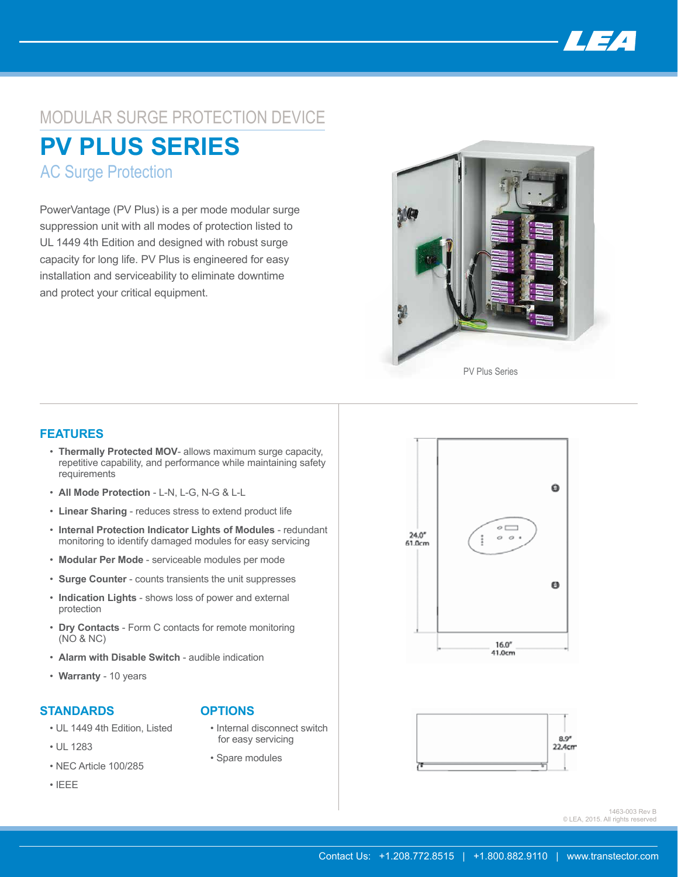MODULAR SURGE PROTECTION DEVICE

# PV PLUS SERIES

## AC Surge Protection

PowerVantage (PV Plus) is a per mode modular surge suppression unit with all modes of protection listed to UL 1449 4th Edition and designed with robust surge capacity for long life. PV Plus is engineered for easy installation and serviceability to eliminate downtime and protect your critical equipment.

PV Plus Series

## FEATURES

- **Thermally Protected MOV**- allows maximum surge capacity, repetitive capability, and performance while maintaining safety requirements
- **All Mode Protection** - L-N, L-G, N-G & L-L
- **Linear Sharing** - reduces stress to extend product life
- **Internal Protection Indicator Lights of Modules** - redundant monitoring to identify damaged modules for easy servicing
- **Modular Per Mode** - serviceable modules per mode
- **Surge Counter** - counts transients the unit suppresses
- **Indication Lights** - shows loss of power and external protection
- **Dry Contacts** - Form C contacts for remote monitoring (NO & NC)
- **Alarm with Disable Switch** - audible indication
- **Warranty** - 10 years

## STANDARDS

- UL 1449 4th Edition, Listed
- UL 1283
- NEC Article 100/285
- IEEE

## OPTIONS

- Internal disconnect switch for easy servicing
- Spare modules

24.0" 61.0cm

16.0" 41.0cm

8.9" 22.4cm

1463-003 Rev B
© LEA, 2015. All rights reserved

Contact Us: +1.208.772.8515 | +1.800.882.9110 | www.transtector.com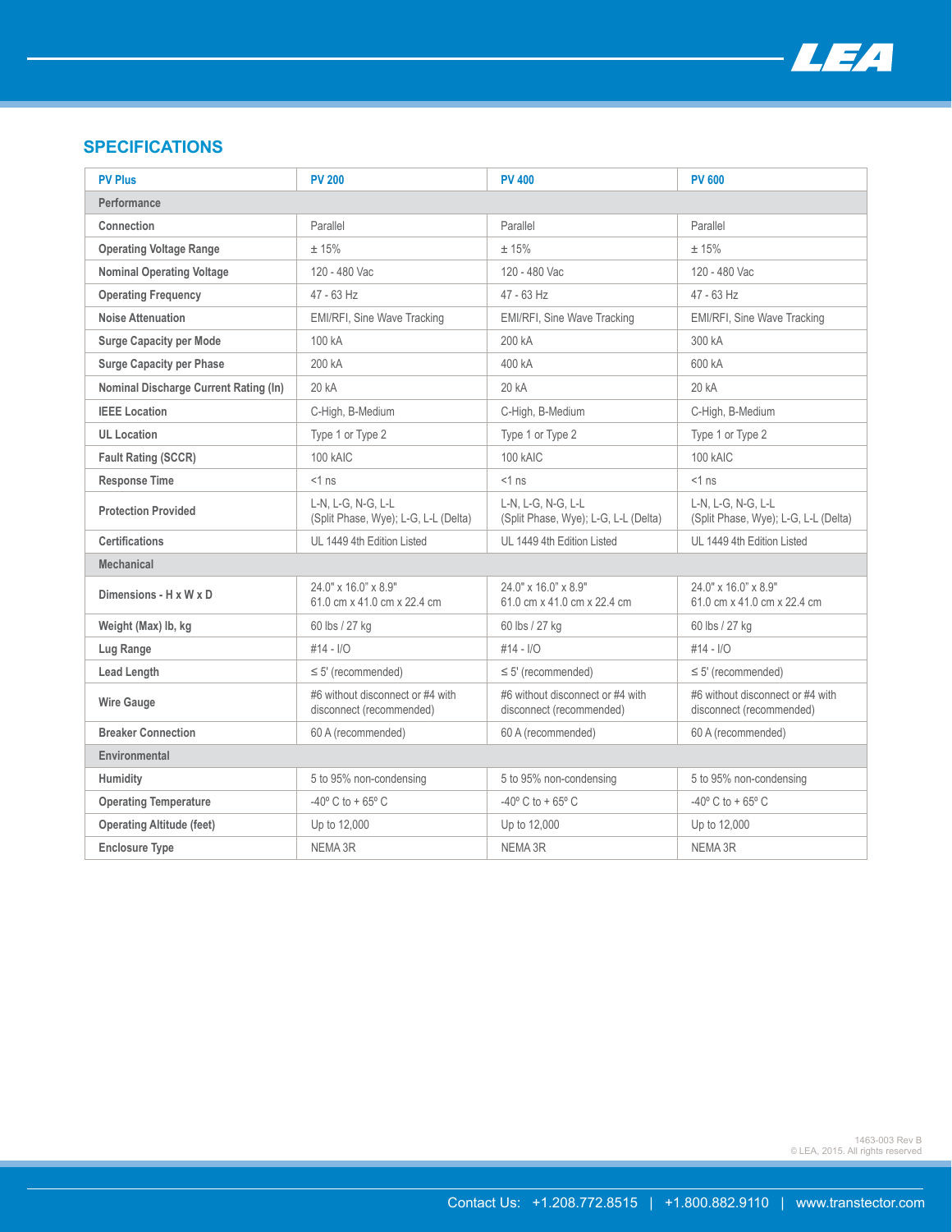## SPECIFICATIONS

| PV Plus | PV 200 | PV 400 | PV 600 |
|---|---|---|---|
| **Performance** | | | |
| Connection | Parallel | Parallel | Parallel |
| Operating Voltage Range | ± 15% | ± 15% | ± 15% |
| Nominal Operating Voltage | 120 - 480 Vac | 120 - 480 Vac | 120 - 480 Vac |
| Operating Frequency | 47 - 63 Hz | 47 - 63 Hz | 47 - 63 Hz |
| Noise Attenuation | EMI/RFI, Sine Wave Tracking | EMI/RFI, Sine Wave Tracking | EMI/RFI, Sine Wave Tracking |
| Surge Capacity per Mode | 100 kA | 200 kA | 300 kA |
| Surge Capacity per Phase | 200 kA | 400 kA | 600 kA |
| Nominal Discharge Current Rating (In) | 20 kA | 20 kA | 20 kA |
| IEEE Location | C-High, B-Medium | C-High, B-Medium | C-High, B-Medium |
| UL Location | Type 1 or Type 2 | Type 1 or Type 2 | Type 1 or Type 2 |
| Fault Rating (SCCR) | 100 kAIC | 100 kAIC | 100 kAIC |
| Response Time | <1 ns | <1 ns | <1 ns |
| Protection Provided | L-N, L-G, N-G, L-L (Split Phase, Wye); L-G, L-L (Delta) | L-N, L-G, N-G, L-L (Split Phase, Wye); L-G, L-L (Delta) | L-N, L-G, N-G, L-L (Split Phase, Wye); L-G, L-L (Delta) |
| Certifications | UL 1449 4th Edition Listed | UL 1449 4th Edition Listed | UL 1449 4th Edition Listed |
| **Mechanical** | | | |
| Dimensions - H x W x D | 24.0" x 16.0" x 8.9" 61.0 cm x 41.0 cm x 22.4 cm | 24.0" x 16.0" x 8.9" 61.0 cm x 41.0 cm x 22.4 cm | 24.0" x 16.0" x 8.9" 61.0 cm x 41.0 cm x 22.4 cm |
| Weight (Max) lb, kg | 60 lbs / 27 kg | 60 lbs / 27 kg | 60 lbs / 27 kg |
| Lug Range | #14 - I/O | #14 - I/O | #14 - I/O |
| Lead Length | ≤ 5' (recommended) | ≤ 5' (recommended) | ≤ 5' (recommended) |
| Wire Gauge | #6 without disconnect or #4 with disconnect (recommended) | #6 without disconnect or #4 with disconnect (recommended) | #6 without disconnect or #4 with disconnect (recommended) |
| Breaker Connection | 60 A (recommended) | 60 A (recommended) | 60 A (recommended) |
| **Environmental** | | | |
| Humidity | 5 to 95% non-condensing | 5 to 95% non-condensing | 5 to 95% non-condensing |
| Operating Temperature | -40º C to + 65º C | -40º C to + 65º C | -40º C to + 65º C |
| Operating Altitude (feet) | Up to 12,000 | Up to 12,000 | Up to 12,000 |
| Enclosure Type | NEMA 3R | NEMA 3R | NEMA 3R |

1463-003 Rev B
© LEA, 2015. All rights reserved

Contact Us: +1.208.772.8515 | +1.800.882.9110 | www.transtector.com